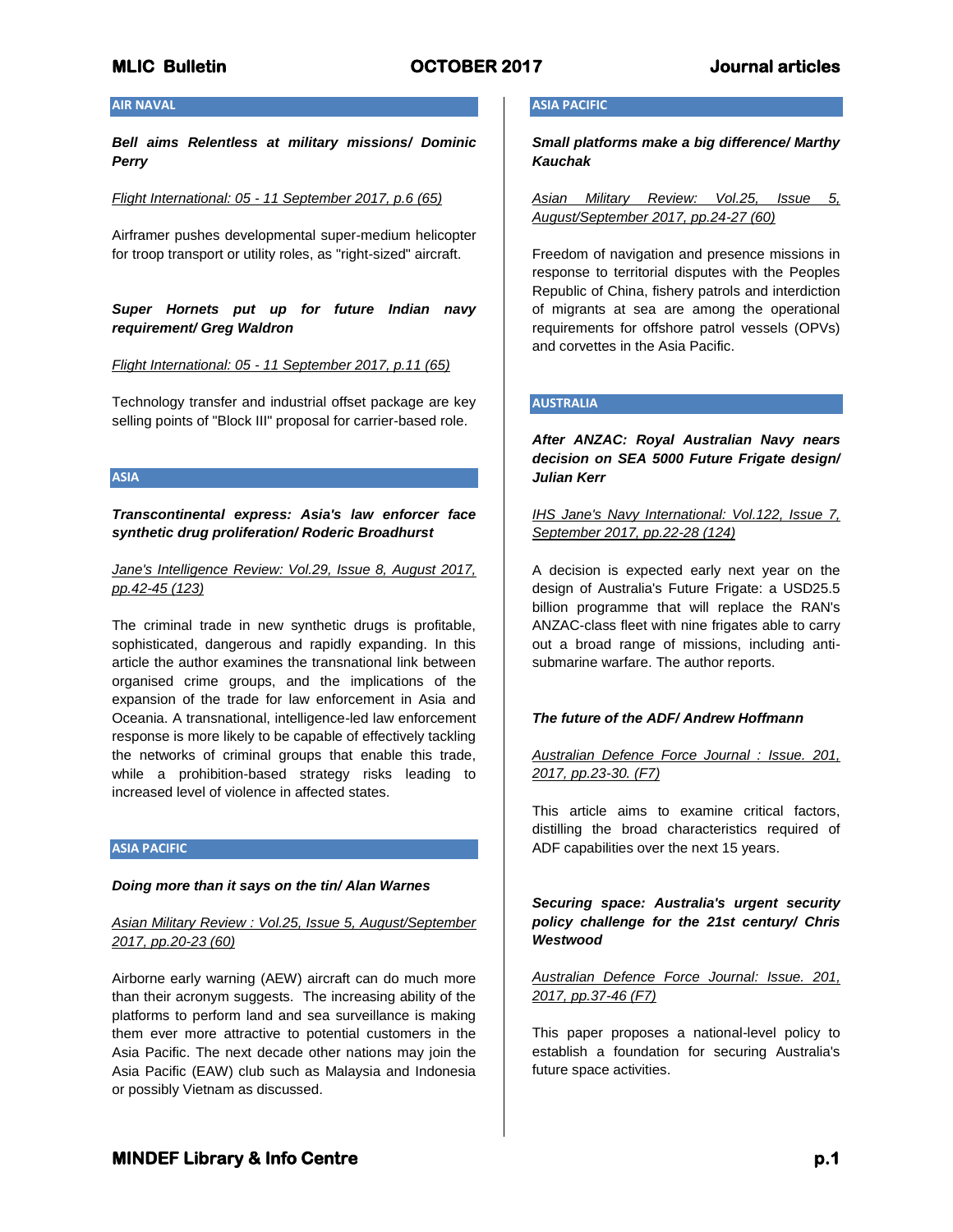## AIR NAVAL

***Bell aims Relentless at military missions/ Dominic Perry***

*Flight International: 05 - 11 September 2017, p.6 (65)*

Airframer pushes developmental super-medium helicopter for troop transport or utility roles, as "right-sized" aircraft.

***Super Hornets put up for future Indian navy requirement/ Greg Waldron***

*Flight International: 05 - 11 September 2017, p.11 (65)*

Technology transfer and industrial offset package are key selling points of "Block III" proposal for carrier-based role.

## ASIA

***Transcontinental express: Asia's law enforcer face synthetic drug proliferation/ Roderic Broadhurst***

*Jane's Intelligence Review: Vol.29, Issue 8, August 2017, pp.42-45 (123)*

The criminal trade in new synthetic drugs is profitable, sophisticated, dangerous and rapidly expanding. In this article the author examines the transnational link between organised crime groups, and the implications of the expansion of the trade for law enforcement in Asia and Oceania. A transnational, intelligence-led law enforcement response is more likely to be capable of effectively tackling the networks of criminal groups that enable this trade, while a prohibition-based strategy risks leading to increased level of violence in affected states.

## ASIA PACIFIC

***Doing more than it says on the tin/ Alan Warnes***

*Asian Military Review : Vol.25, Issue 5, August/September 2017, pp.20-23 (60)*

Airborne early warning (AEW) aircraft can do much more than their acronym suggests. The increasing ability of the platforms to perform land and sea surveillance is making them ever more attractive to potential customers in the Asia Pacific. The next decade other nations may join the Asia Pacific (EAW) club such as Malaysia and Indonesia or possibly Vietnam as discussed.

## ASIA PACIFIC

***Small platforms make a big difference/ Marthy Kauchak***

*Asian Military Review: Vol.25, Issue 5, August/September 2017, pp.24-27 (60)*

Freedom of navigation and presence missions in response to territorial disputes with the Peoples Republic of China, fishery patrols and interdiction of migrants at sea are among the operational requirements for offshore patrol vessels (OPVs) and corvettes in the Asia Pacific.

## AUSTRALIA

***After ANZAC: Royal Australian Navy nears decision on SEA 5000 Future Frigate design/ Julian Kerr***

*IHS Jane's Navy International: Vol.122, Issue 7, September 2017, pp.22-28 (124)*

A decision is expected early next year on the design of Australia's Future Frigate: a USD25.5 billion programme that will replace the RAN's ANZAC-class fleet with nine frigates able to carry out a broad range of missions, including anti-submarine warfare. The author reports.

***The future of the ADF/ Andrew Hoffmann***

*Australian Defence Force Journal : Issue. 201, 2017, pp.23-30. (F7)*

This article aims to examine critical factors, distilling the broad characteristics required of ADF capabilities over the next 15 years.

***Securing space: Australia's urgent security policy challenge for the 21st century/ Chris Westwood***

*Australian Defence Force Journal: Issue. 201, 2017, pp.37-46 (F7)*

This paper proposes a national-level policy to establish a foundation for securing Australia's future space activities.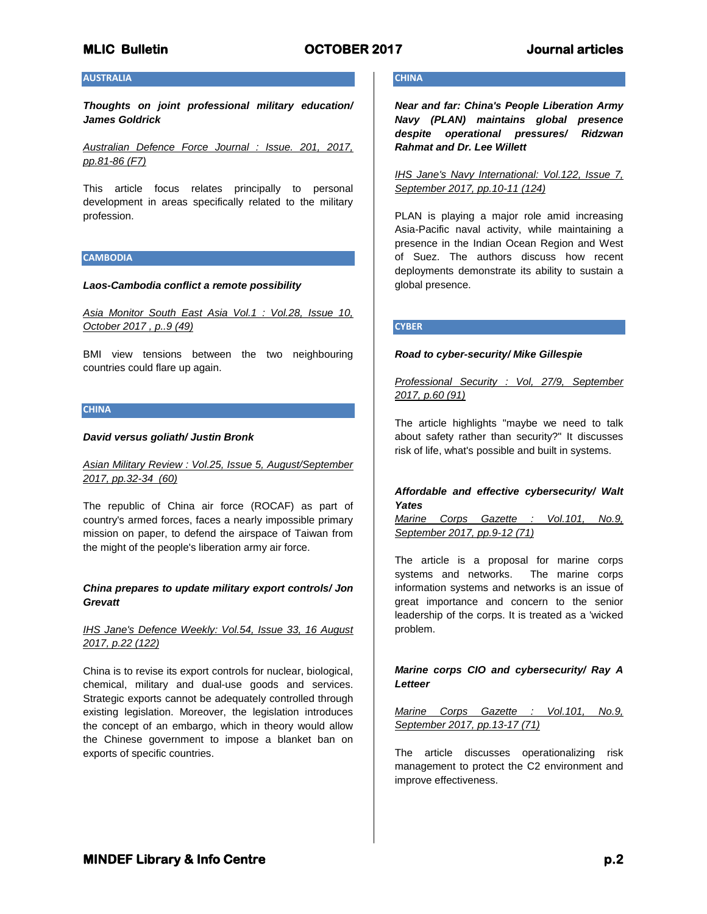## AUSTRALIA

***Thoughts on joint professional military education/ James Goldrick***

*Australian Defence Force Journal : Issue. 201, 2017, pp.81-86 (F7)*

This article focus relates principally to personal development in areas specifically related to the military profession.

## CAMBODIA

***Laos-Cambodia conflict a remote possibility***

*Asia Monitor South East Asia Vol.1 : Vol.28, Issue 10, October 2017 , p..9 (49)*

BMI view tensions between the two neighbouring countries could flare up again.

## CHINA

***David versus goliath/ Justin Bronk***

*Asian Military Review : Vol.25, Issue 5, August/September 2017, pp.32-34 (60)*

The republic of China air force (ROCAF) as part of country's armed forces, faces a nearly impossible primary mission on paper, to defend the airspace of Taiwan from the might of the people's liberation army air force.

***China prepares to update military export controls/ Jon Grevatt***

*IHS Jane's Defence Weekly: Vol.54, Issue 33, 16 August 2017, p.22 (122)*

China is to revise its export controls for nuclear, biological, chemical, military and dual-use goods and services. Strategic exports cannot be adequately controlled through existing legislation. Moreover, the legislation introduces the concept of an embargo, which in theory would allow the Chinese government to impose a blanket ban on exports of specific countries.

## CHINA

***Near and far: China's People Liberation Army Navy (PLAN) maintains global presence despite operational pressures/ Ridzwan Rahmat and Dr. Lee Willett***

*IHS Jane's Navy International: Vol.122, Issue 7, September 2017, pp.10-11 (124)*

PLAN is playing a major role amid increasing Asia-Pacific naval activity, while maintaining a presence in the Indian Ocean Region and West of Suez. The authors discuss how recent deployments demonstrate its ability to sustain a global presence.

## CYBER

***Road to cyber-security/ Mike Gillespie***

*Professional Security : Vol, 27/9, September 2017, p.60 (91)*

The article highlights "maybe we need to talk about safety rather than security?" It discusses risk of life, what's possible and built in systems.

***Affordable and effective cybersecurity/ Walt Yates***

*Marine Corps Gazette : Vol.101, No.9, September 2017, pp.9-12 (71)*

The article is a proposal for marine corps systems and networks. The marine corps information systems and networks is an issue of great importance and concern to the senior leadership of the corps. It is treated as a 'wicked problem.

***Marine corps CIO and cybersecurity/ Ray A Letteer***

*Marine Corps Gazette : Vol.101, No.9, September 2017, pp.13-17 (71)*

The article discusses operationalizing risk management to protect the C2 environment and improve effectiveness.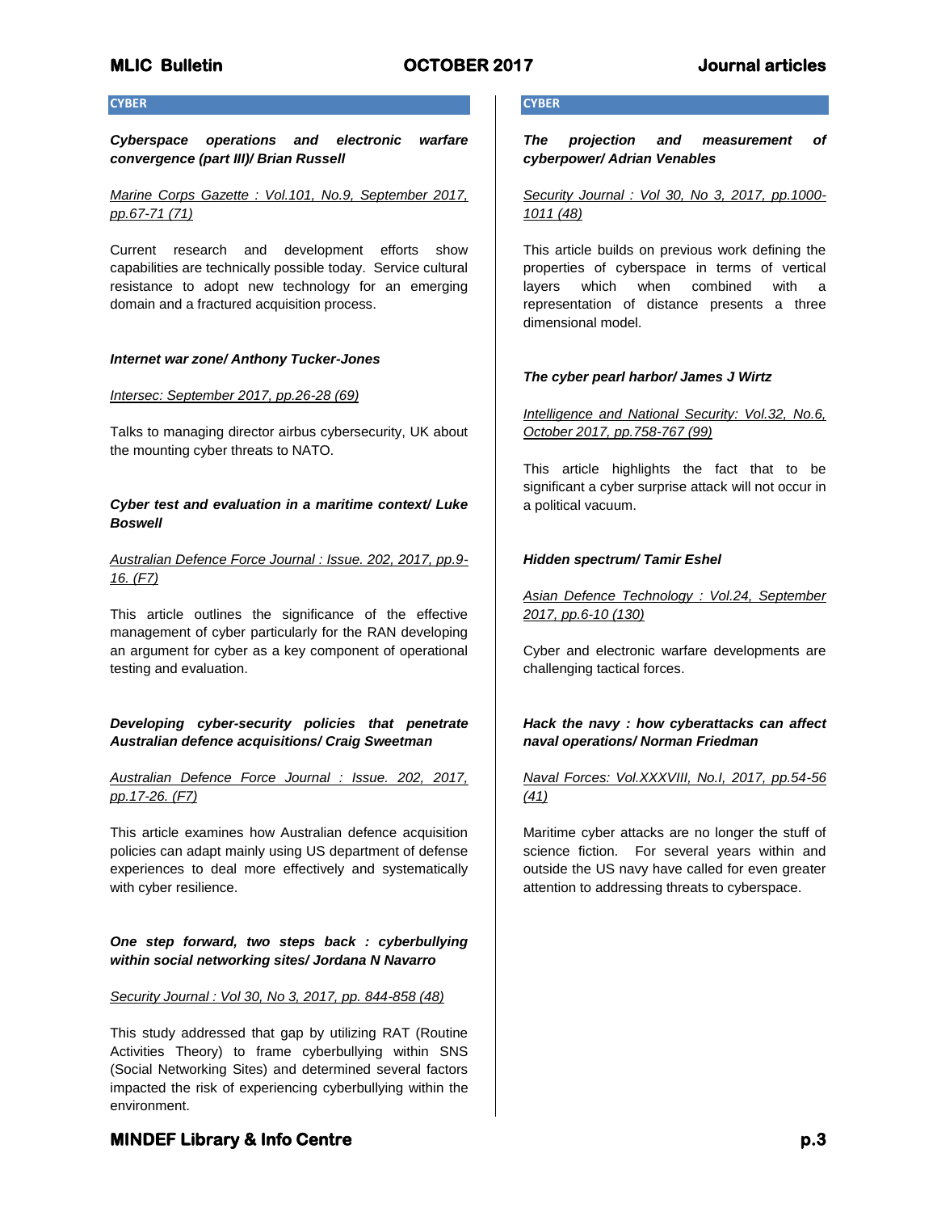## CYBER

***Cyberspace operations and electronic warfare convergence (part III)/ Brian Russell***

Marine Corps Gazette : Vol.101, No.9, September 2017, pp.67-71 (71)

Current research and development efforts show capabilities are technically possible today. Service cultural resistance to adopt new technology for an emerging domain and a fractured acquisition process.

***Internet war zone/ Anthony Tucker-Jones***

Intersec: September 2017, pp.26-28 (69)

Talks to managing director airbus cybersecurity, UK about the mounting cyber threats to NATO.

***Cyber test and evaluation in a maritime context/ Luke Boswell***

Australian Defence Force Journal : Issue. 202, 2017, pp.9-16. (F7)

This article outlines the significance of the effective management of cyber particularly for the RAN developing an argument for cyber as a key component of operational testing and evaluation.

***Developing cyber-security policies that penetrate Australian defence acquisitions/ Craig Sweetman***

Australian Defence Force Journal : Issue. 202, 2017, pp.17-26. (F7)

This article examines how Australian defence acquisition policies can adapt mainly using US department of defense experiences to deal more effectively and systematically with cyber resilience.

***One step forward, two steps back : cyberbullying within social networking sites/ Jordana N Navarro***

Security Journal : Vol 30, No 3, 2017, pp. 844-858 (48)

This study addressed that gap by utilizing RAT (Routine Activities Theory) to frame cyberbullying within SNS (Social Networking Sites) and determined several factors impacted the risk of experiencing cyberbullying within the environment.

## CYBER

***The projection and measurement of cyberpower/ Adrian Venables***

Security Journal : Vol 30, No 3, 2017, pp.1000-1011 (48)

This article builds on previous work defining the properties of cyberspace in terms of vertical layers which when combined with a representation of distance presents a three dimensional model.

***The cyber pearl harbor/ James J Wirtz***

Intelligence and National Security: Vol.32, No.6, October 2017, pp.758-767 (99)

This article highlights the fact that to be significant a cyber surprise attack will not occur in a political vacuum.

***Hidden spectrum/ Tamir Eshel***

Asian Defence Technology : Vol.24, September 2017, pp.6-10 (130)

Cyber and electronic warfare developments are challenging tactical forces.

***Hack the navy : how cyberattacks can affect naval operations/ Norman Friedman***

Naval Forces: Vol.XXXVIII, No.I, 2017, pp.54-56 (41)

Maritime cyber attacks are no longer the stuff of science fiction. For several years within and outside the US navy have called for even greater attention to addressing threats to cyberspace.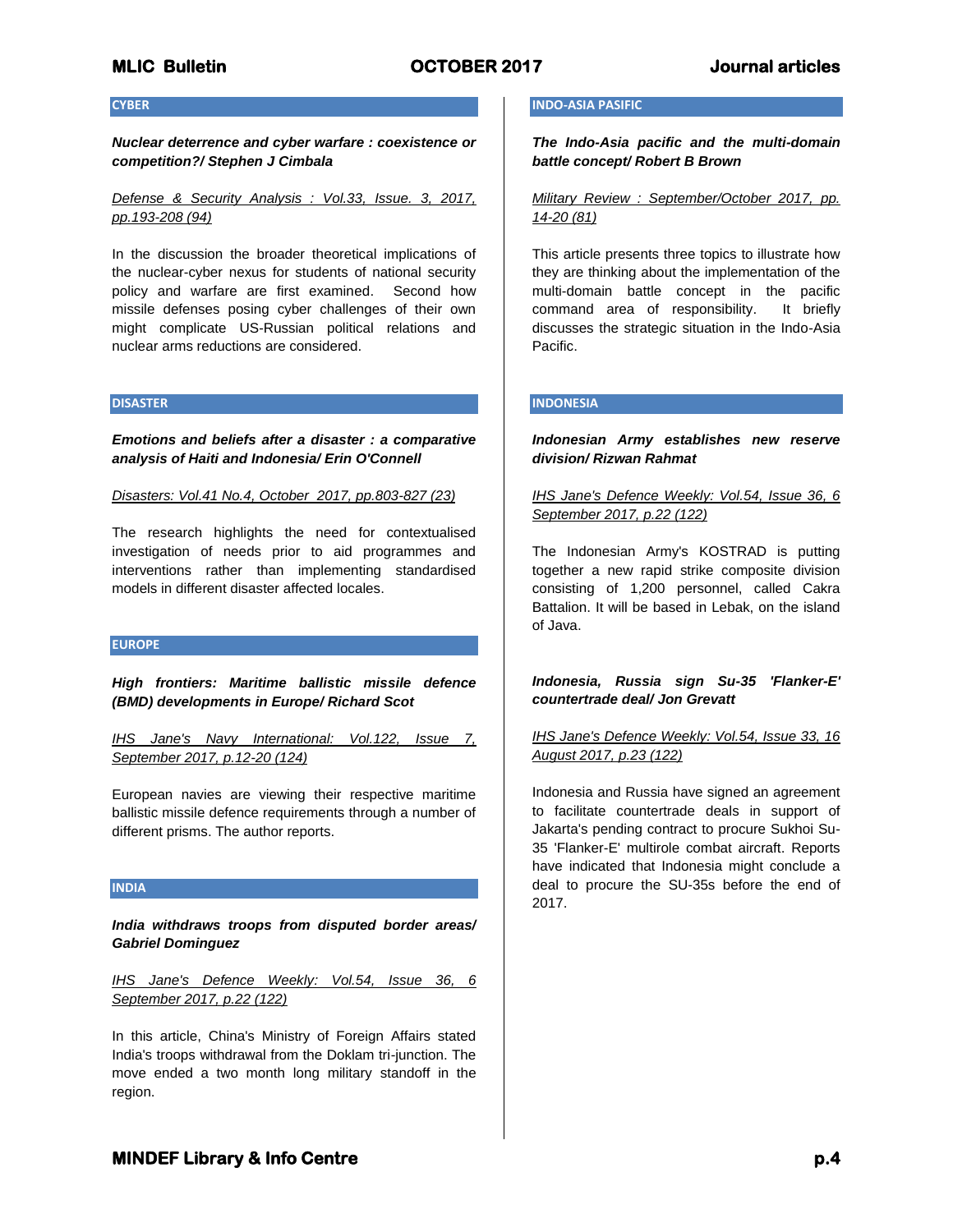## CYBER

***Nuclear deterrence and cyber warfare : coexistence or competition?/ Stephen J Cimbala***

*Defense & Security Analysis : Vol.33, Issue. 3, 2017, pp.193-208 (94)*

In the discussion the broader theoretical implications of the nuclear-cyber nexus for students of national security policy and warfare are first examined. Second how missile defenses posing cyber challenges of their own might complicate US-Russian political relations and nuclear arms reductions are considered.

## DISASTER

***Emotions and beliefs after a disaster : a comparative analysis of Haiti and Indonesia/ Erin O'Connell***

*Disasters: Vol.41 No.4, October 2017, pp.803-827 (23)*

The research highlights the need for contextualised investigation of needs prior to aid programmes and interventions rather than implementing standardised models in different disaster affected locales.

## EUROPE

***High frontiers: Maritime ballistic missile defence (BMD) developments in Europe/ Richard Scot***

*IHS Jane's Navy International: Vol.122, Issue 7, September 2017, p.12-20 (124)*

European navies are viewing their respective maritime ballistic missile defence requirements through a number of different prisms. The author reports.

## INDIA

***India withdraws troops from disputed border areas/ Gabriel Dominguez***

*IHS Jane's Defence Weekly: Vol.54, Issue 36, 6 September 2017, p.22 (122)*

In this article, China's Ministry of Foreign Affairs stated India's troops withdrawal from the Doklam tri-junction. The move ended a two month long military standoff in the region.

## INDO-ASIA PASIFIC

***The Indo-Asia pacific and the multi-domain battle concept/ Robert B Brown***

*Military Review : September/October 2017, pp. 14-20 (81)*

This article presents three topics to illustrate how they are thinking about the implementation of the multi-domain battle concept in the pacific command area of responsibility. It briefly discusses the strategic situation in the Indo-Asia Pacific.

## INDONESIA

***Indonesian Army establishes new reserve division/ Rizwan Rahmat***

*IHS Jane's Defence Weekly: Vol.54, Issue 36, 6 September 2017, p.22 (122)*

The Indonesian Army's KOSTRAD is putting together a new rapid strike composite division consisting of 1,200 personnel, called Cakra Battalion. It will be based in Lebak, on the island of Java.

***Indonesia, Russia sign Su-35 'Flanker-E' countertrade deal/ Jon Grevatt***

*IHS Jane's Defence Weekly: Vol.54, Issue 33, 16 August 2017, p.23 (122)*

Indonesia and Russia have signed an agreement to facilitate countertrade deals in support of Jakarta's pending contract to procure Sukhoi Su-35 'Flanker-E' multirole combat aircraft. Reports have indicated that Indonesia might conclude a deal to procure the SU-35s before the end of 2017.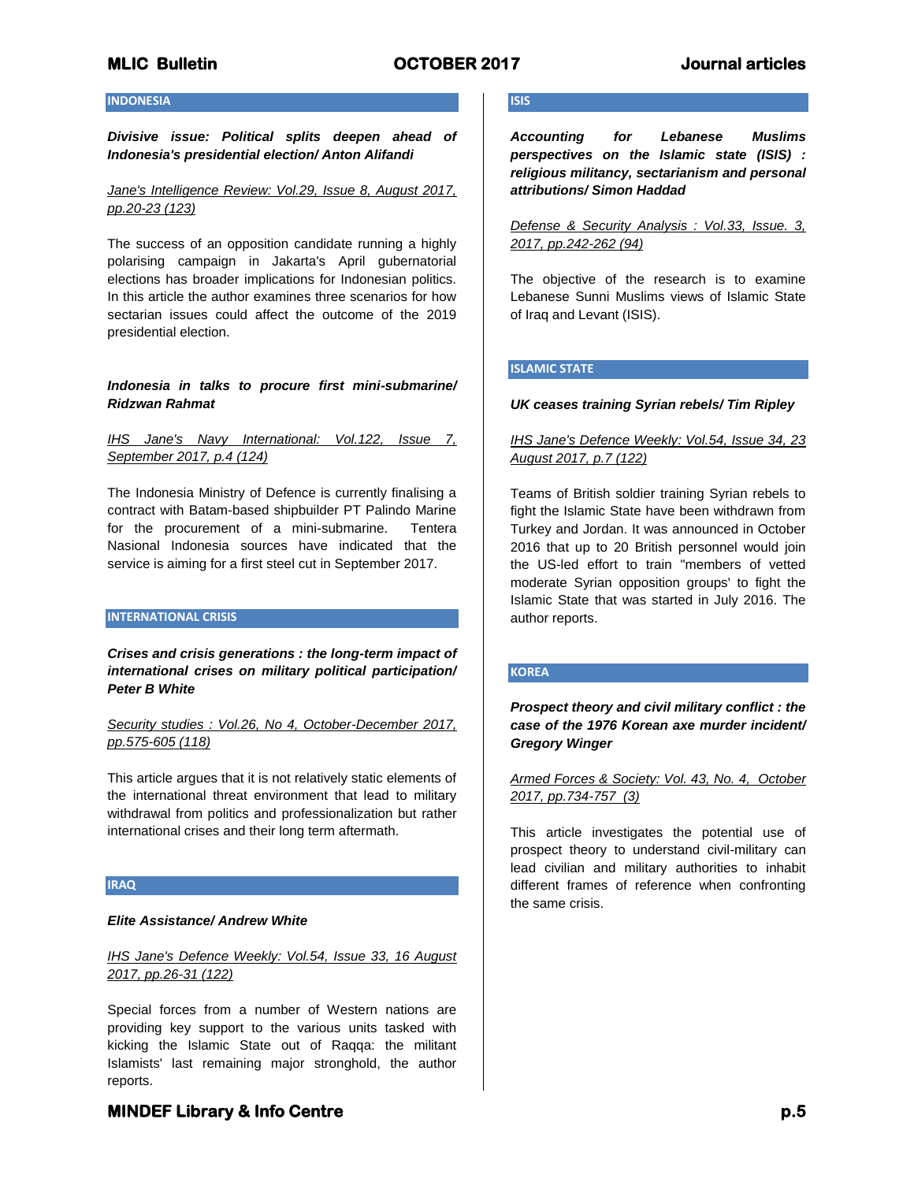## INDONESIA

***Divisive issue: Political splits deepen ahead of Indonesia's presidential election/ Anton Alifandi***

*Jane's Intelligence Review: Vol.29, Issue 8, August 2017, pp.20-23 (123)*

The success of an opposition candidate running a highly polarising campaign in Jakarta's April gubernatorial elections has broader implications for Indonesian politics. In this article the author examines three scenarios for how sectarian issues could affect the outcome of the 2019 presidential election.

***Indonesia in talks to procure first mini-submarine/ Ridzwan Rahmat***

*IHS Jane's Navy International: Vol.122, Issue 7, September 2017, p.4 (124)*

The Indonesia Ministry of Defence is currently finalising a contract with Batam-based shipbuilder PT Palindo Marine for the procurement of a mini-submarine. Tentera Nasional Indonesia sources have indicated that the service is aiming for a first steel cut in September 2017.

## INTERNATIONAL CRISIS

***Crises and crisis generations : the long-term impact of international crises on military political participation/ Peter B White***

*Security studies : Vol.26, No 4, October-December 2017, pp.575-605 (118)*

This article argues that it is not relatively static elements of the international threat environment that lead to military withdrawal from politics and professionalization but rather international crises and their long term aftermath.

## IRAQ

***Elite Assistance/ Andrew White***

*IHS Jane's Defence Weekly: Vol.54, Issue 33, 16 August 2017, pp.26-31 (122)*

Special forces from a number of Western nations are providing key support to the various units tasked with kicking the Islamic State out of Raqqa: the militant Islamists' last remaining major stronghold, the author reports.

## ISIS

***Accounting for Lebanese Muslims perspectives on the Islamic state (ISIS) : religious militancy, sectarianism and personal attributions/ Simon Haddad***

*Defense & Security Analysis : Vol.33, Issue. 3, 2017, pp.242-262 (94)*

The objective of the research is to examine Lebanese Sunni Muslims views of Islamic State of Iraq and Levant (ISIS).

## ISLAMIC STATE

***UK ceases training Syrian rebels/ Tim Ripley***

*IHS Jane's Defence Weekly: Vol.54, Issue 34, 23 August 2017, p.7 (122)*

Teams of British soldier training Syrian rebels to fight the Islamic State have been withdrawn from Turkey and Jordan. It was announced in October 2016 that up to 20 British personnel would join the US-led effort to train "members of vetted moderate Syrian opposition groups' to fight the Islamic State that was started in July 2016. The author reports.

## KOREA

***Prospect theory and civil military conflict : the case of the 1976 Korean axe murder incident/ Gregory Winger***

*Armed Forces & Society: Vol. 43, No. 4, October 2017, pp.734-757 (3)*

This article investigates the potential use of prospect theory to understand civil-military can lead civilian and military authorities to inhabit different frames of reference when confronting the same crisis.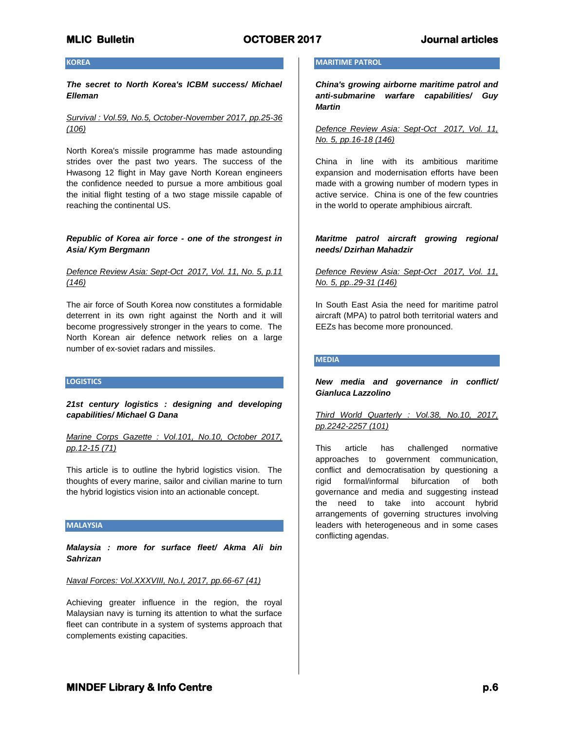## KOREA

***The secret to North Korea's ICBM success/ Michael Elleman***

*Survival : Vol.59, No.5, October-November 2017, pp.25-36 (106)*

North Korea's missile programme has made astounding strides over the past two years. The success of the Hwasong 12 flight in May gave North Korean engineers the confidence needed to pursue a more ambitious goal the initial flight testing of a two stage missile capable of reaching the continental US.

***Republic of Korea air force - one of the strongest in Asia/ Kym Bergmann***

*Defence Review Asia: Sept-Oct 2017, Vol. 11, No. 5, p.11 (146)*

The air force of South Korea now constitutes a formidable deterrent in its own right against the North and it will become progressively stronger in the years to come. The North Korean air defence network relies on a large number of ex-soviet radars and missiles.

## LOGISTICS

***21st century logistics : designing and developing capabilities/ Michael G Dana***

*Marine Corps Gazette : Vol.101, No.10, October 2017, pp.12-15 (71)*

This article is to outline the hybrid logistics vision. The thoughts of every marine, sailor and civilian marine to turn the hybrid logistics vision into an actionable concept.

## MALAYSIA

***Malaysia : more for surface fleet/ Akma Ali bin Sahrizan***

*Naval Forces: Vol.XXXVIII, No.I, 2017, pp.66-67 (41)*

Achieving greater influence in the region, the royal Malaysian navy is turning its attention to what the surface fleet can contribute in a system of systems approach that complements existing capacities.

## MARITIME PATROL

***China's growing airborne maritime patrol and anti-submarine warfare capabilities/ Guy Martin***

*Defence Review Asia: Sept-Oct 2017, Vol. 11, No. 5, pp.16-18 (146)*

China in line with its ambitious maritime expansion and modernisation efforts have been made with a growing number of modern types in active service. China is one of the few countries in the world to operate amphibious aircraft.

***Maritme patrol aircraft growing regional needs/ Dzirhan Mahadzir***

*Defence Review Asia: Sept-Oct 2017, Vol. 11, No. 5, pp..29-31 (146)*

In South East Asia the need for maritime patrol aircraft (MPA) to patrol both territorial waters and EEZs has become more pronounced.

## MEDIA

***New media and governance in conflict/ Gianluca Lazzolino***

*Third World Quarterly : Vol.38, No.10, 2017, pp.2242-2257 (101)*

This article has challenged normative approaches to government communication, conflict and democratisation by questioning a rigid formal/informal bifurcation of both governance and media and suggesting instead the need to take into account hybrid arrangements of governing structures involving leaders with heterogeneous and in some cases conflicting agendas.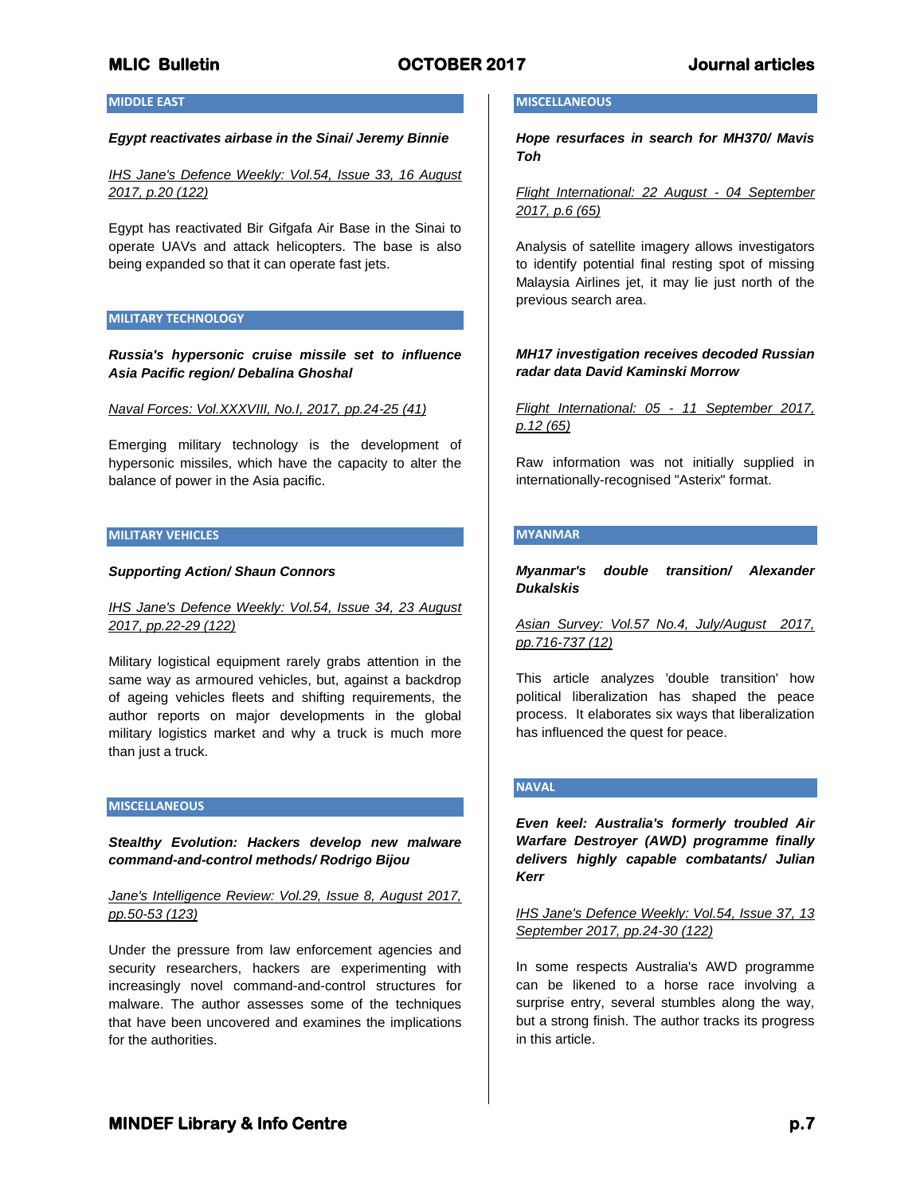## MIDDLE EAST

***Egypt reactivates airbase in the Sinai/ Jeremy Binnie***

*IHS Jane's Defence Weekly: Vol.54, Issue 33, 16 August 2017, p.20 (122)*

Egypt has reactivated Bir Gifgafa Air Base in the Sinai to operate UAVs and attack helicopters. The base is also being expanded so that it can operate fast jets.

## MILITARY TECHNOLOGY

***Russia's hypersonic cruise missile set to influence Asia Pacific region/ Debalina Ghoshal***

*Naval Forces: Vol.XXXVIII, No.I, 2017, pp.24-25 (41)*

Emerging military technology is the development of hypersonic missiles, which have the capacity to alter the balance of power in the Asia pacific.

## MILITARY VEHICLES

***Supporting Action/ Shaun Connors***

*IHS Jane's Defence Weekly: Vol.54, Issue 34, 23 August 2017, pp.22-29 (122)*

Military logistical equipment rarely grabs attention in the same way as armoured vehicles, but, against a backdrop of ageing vehicles fleets and shifting requirements, the author reports on major developments in the global military logistics market and why a truck is much more than just a truck.

## MISCELLANEOUS

***Stealthy Evolution: Hackers develop new malware command-and-control methods/ Rodrigo Bijou***

*Jane's Intelligence Review: Vol.29, Issue 8, August 2017, pp.50-53 (123)*

Under the pressure from law enforcement agencies and security researchers, hackers are experimenting with increasingly novel command-and-control structures for malware. The author assesses some of the techniques that have been uncovered and examines the implications for the authorities.

## MISCELLANEOUS

***Hope resurfaces in search for MH370/ Mavis Toh***

*Flight International: 22 August - 04 September 2017, p.6 (65)*

Analysis of satellite imagery allows investigators to identify potential final resting spot of missing Malaysia Airlines jet, it may lie just north of the previous search area.

***MH17 investigation receives decoded Russian radar data David Kaminski Morrow***

*Flight International: 05 - 11 September 2017, p.12 (65)*

Raw information was not initially supplied in internationally-recognised "Asterix" format.

## MYANMAR

***Myanmar's double transition/ Alexander Dukalskis***

*Asian Survey: Vol.57 No.4, July/August 2017, pp.716-737 (12)*

This article analyzes 'double transition' how political liberalization has shaped the peace process. It elaborates six ways that liberalization has influenced the quest for peace.

## NAVAL

***Even keel: Australia's formerly troubled Air Warfare Destroyer (AWD) programme finally delivers highly capable combatants/ Julian Kerr***

*IHS Jane's Defence Weekly: Vol.54, Issue 37, 13 September 2017, pp.24-30 (122)*

In some respects Australia's AWD programme can be likened to a horse race involving a surprise entry, several stumbles along the way, but a strong finish. The author tracks its progress in this article.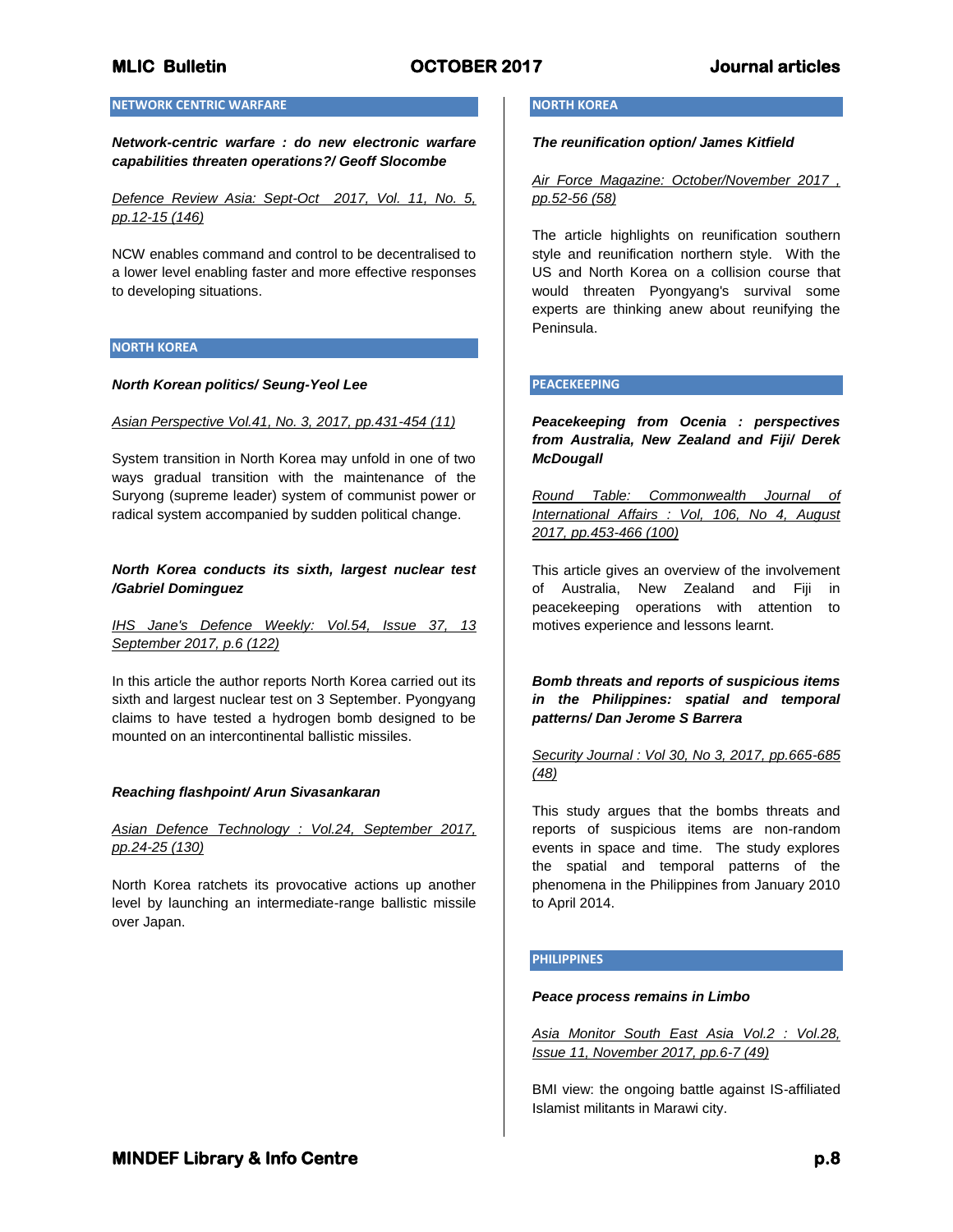## NETWORK CENTRIC WARFARE

***Network-centric warfare : do new electronic warfare capabilities threaten operations?/ Geoff Slocombe***

*Defence Review Asia: Sept-Oct 2017, Vol. 11, No. 5, pp.12-15 (146)*

NCW enables command and control to be decentralised to a lower level enabling faster and more effective responses to developing situations.

## NORTH KOREA

***North Korean politics/ Seung-Yeol Lee***

*Asian Perspective Vol.41, No. 3, 2017, pp.431-454 (11)*

System transition in North Korea may unfold in one of two ways gradual transition with the maintenance of the Suryong (supreme leader) system of communist power or radical system accompanied by sudden political change.

***North Korea conducts its sixth, largest nuclear test /Gabriel Dominguez***

*IHS Jane's Defence Weekly: Vol.54, Issue 37, 13 September 2017, p.6 (122)*

In this article the author reports North Korea carried out its sixth and largest nuclear test on 3 September. Pyongyang claims to have tested a hydrogen bomb designed to be mounted on an intercontinental ballistic missiles.

***Reaching flashpoint/ Arun Sivasankaran***

*Asian Defence Technology : Vol.24, September 2017, pp.24-25 (130)*

North Korea ratchets its provocative actions up another level by launching an intermediate-range ballistic missile over Japan.

## NORTH KOREA

***The reunification option/ James Kitfield***

*Air Force Magazine: October/November 2017 , pp.52-56 (58)*

The article highlights on reunification southern style and reunification northern style. With the US and North Korea on a collision course that would threaten Pyongyang's survival some experts are thinking anew about reunifying the Peninsula.

## PEACEKEEPING

***Peacekeeping from Ocenia : perspectives from Australia, New Zealand and Fiji/ Derek McDougall***

*Round Table: Commonwealth Journal of International Affairs : Vol, 106, No 4, August 2017, pp.453-466 (100)*

This article gives an overview of the involvement of Australia, New Zealand and Fiji in peacekeeping operations with attention to motives experience and lessons learnt.

***Bomb threats and reports of suspicious items in the Philippines: spatial and temporal patterns/ Dan Jerome S Barrera***

*Security Journal : Vol 30, No 3, 2017, pp.665-685 (48)*

This study argues that the bombs threats and reports of suspicious items are non-random events in space and time. The study explores the spatial and temporal patterns of the phenomena in the Philippines from January 2010 to April 2014.

## PHILIPPINES

***Peace process remains in Limbo***

*Asia Monitor South East Asia Vol.2 : Vol.28, Issue 11, November 2017, pp.6-7 (49)*

BMI view: the ongoing battle against IS-affiliated Islamist militants in Marawi city.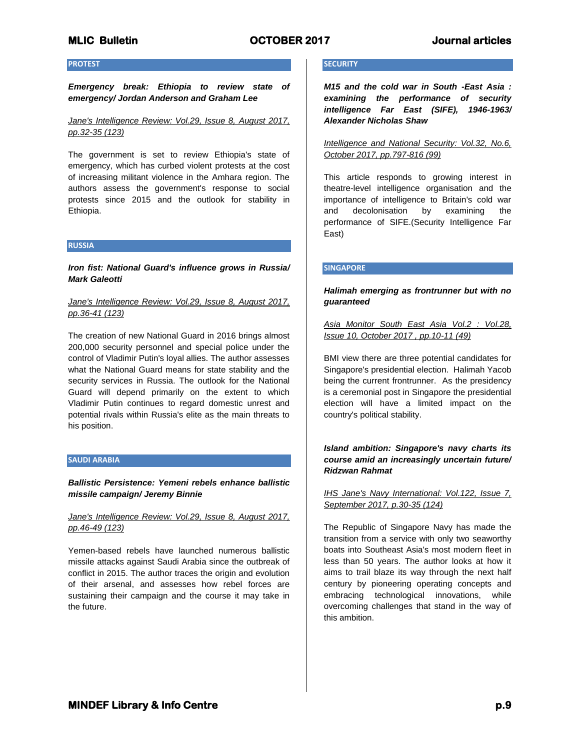## PROTEST

***Emergency break: Ethiopia to review state of emergency/ Jordan Anderson and Graham Lee***

*Jane's Intelligence Review: Vol.29, Issue 8, August 2017, pp.32-35 (123)*

The government is set to review Ethiopia's state of emergency, which has curbed violent protests at the cost of increasing militant violence in the Amhara region. The authors assess the government's response to social protests since 2015 and the outlook for stability in Ethiopia.

## RUSSIA

***Iron fist: National Guard's influence grows in Russia/ Mark Galeotti***

*Jane's Intelligence Review: Vol.29, Issue 8, August 2017, pp.36-41 (123)*

The creation of new National Guard in 2016 brings almost 200,000 security personnel and special police under the control of Vladimir Putin's loyal allies. The author assesses what the National Guard means for state stability and the security services in Russia. The outlook for the National Guard will depend primarily on the extent to which Vladimir Putin continues to regard domestic unrest and potential rivals within Russia's elite as the main threats to his position.

## SAUDI ARABIA

***Ballistic Persistence: Yemeni rebels enhance ballistic missile campaign/ Jeremy Binnie***

*Jane's Intelligence Review: Vol.29, Issue 8, August 2017, pp.46-49 (123)*

Yemen-based rebels have launched numerous ballistic missile attacks against Saudi Arabia since the outbreak of conflict in 2015. The author traces the origin and evolution of their arsenal, and assesses how rebel forces are sustaining their campaign and the course it may take in the future.

## SECURITY

***M15 and the cold war in South -East Asia : examining the performance of security intelligence Far East (SIFE), 1946-1963/ Alexander Nicholas Shaw***

*Intelligence and National Security: Vol.32, No.6, October 2017, pp.797-816 (99)*

This article responds to growing interest in theatre-level intelligence organisation and the importance of intelligence to Britain's cold war and decolonisation by examining the performance of SIFE.(Security Intelligence Far East)

## SINGAPORE

***Halimah emerging as frontrunner but with no guaranteed***

*Asia Monitor South East Asia Vol.2 : Vol.28, Issue 10, October 2017 , pp.10-11 (49)*

BMI view there are three potential candidates for Singapore's presidential election. Halimah Yacob being the current frontrunner. As the presidency is a ceremonial post in Singapore the presidential election will have a limited impact on the country's political stability.

***Island ambition: Singapore's navy charts its course amid an increasingly uncertain future/ Ridzwan Rahmat***

*IHS Jane's Navy International: Vol.122, Issue 7, September 2017, p.30-35 (124)*

The Republic of Singapore Navy has made the transition from a service with only two seaworthy boats into Southeast Asia's most modern fleet in less than 50 years. The author looks at how it aims to trail blaze its way through the next half century by pioneering operating concepts and embracing technological innovations, while overcoming challenges that stand in the way of this ambition.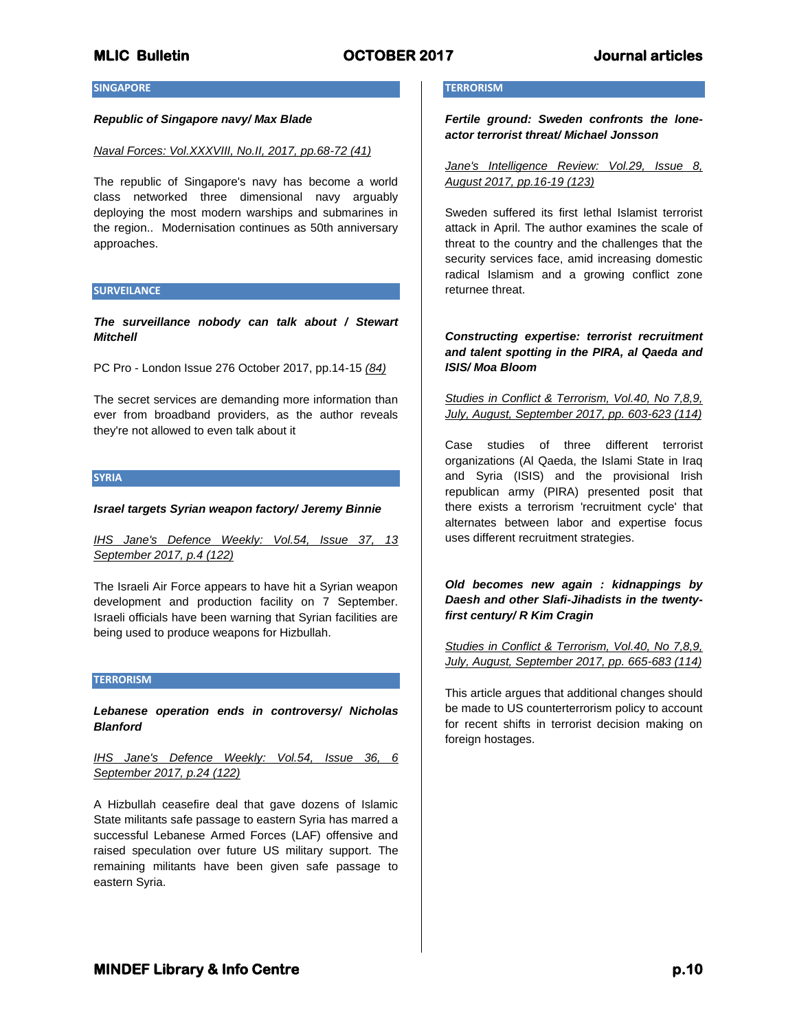## SINGAPORE

***Republic of Singapore navy/ Max Blade***

*Naval Forces: Vol.XXXVIII, No.II, 2017, pp.68-72 (41)*

The republic of Singapore's navy has become a world class networked three dimensional navy arguably deploying the most modern warships and submarines in the region.. Modernisation continues as 50th anniversary approaches.

## SURVEILANCE

***The surveillance nobody can talk about / Stewart Mitchell***

PC Pro - London Issue 276 October 2017, pp.14-15 *(84)*

The secret services are demanding more information than ever from broadband providers, as the author reveals they're not allowed to even talk about it

## SYRIA

***Israel targets Syrian weapon factory/ Jeremy Binnie***

*IHS Jane's Defence Weekly: Vol.54, Issue 37, 13 September 2017, p.4 (122)*

The Israeli Air Force appears to have hit a Syrian weapon development and production facility on 7 September. Israeli officials have been warning that Syrian facilities are being used to produce weapons for Hizbullah.

## TERRORISM

***Lebanese operation ends in controversy/ Nicholas Blanford***

*IHS Jane's Defence Weekly: Vol.54, Issue 36, 6 September 2017, p.24 (122)*

A Hizbullah ceasefire deal that gave dozens of Islamic State militants safe passage to eastern Syria has marred a successful Lebanese Armed Forces (LAF) offensive and raised speculation over future US military support. The remaining militants have been given safe passage to eastern Syria.

## TERRORISM

***Fertile ground: Sweden confronts the lone-actor terrorist threat/ Michael Jonsson***

*Jane's Intelligence Review: Vol.29, Issue 8, August 2017, pp.16-19 (123)*

Sweden suffered its first lethal Islamist terrorist attack in April. The author examines the scale of threat to the country and the challenges that the security services face, amid increasing domestic radical Islamism and a growing conflict zone returnee threat.

***Constructing expertise: terrorist recruitment and talent spotting in the PIRA, al Qaeda and ISIS/ Moa Bloom***

*Studies in Conflict & Terrorism, Vol.40, No 7,8,9, July, August, September 2017, pp. 603-623 (114)*

Case studies of three different terrorist organizations (Al Qaeda, the Islami State in Iraq and Syria (ISIS) and the provisional Irish republican army (PIRA) presented posit that there exists a terrorism 'recruitment cycle' that alternates between labor and expertise focus uses different recruitment strategies.

***Old becomes new again : kidnappings by Daesh and other Slafi-Jihadists in the twenty-first century/ R Kim Cragin***

*Studies in Conflict & Terrorism, Vol.40, No 7,8,9, July, August, September 2017, pp. 665-683 (114)*

This article argues that additional changes should be made to US counterterrorism policy to account for recent shifts in terrorist decision making on foreign hostages.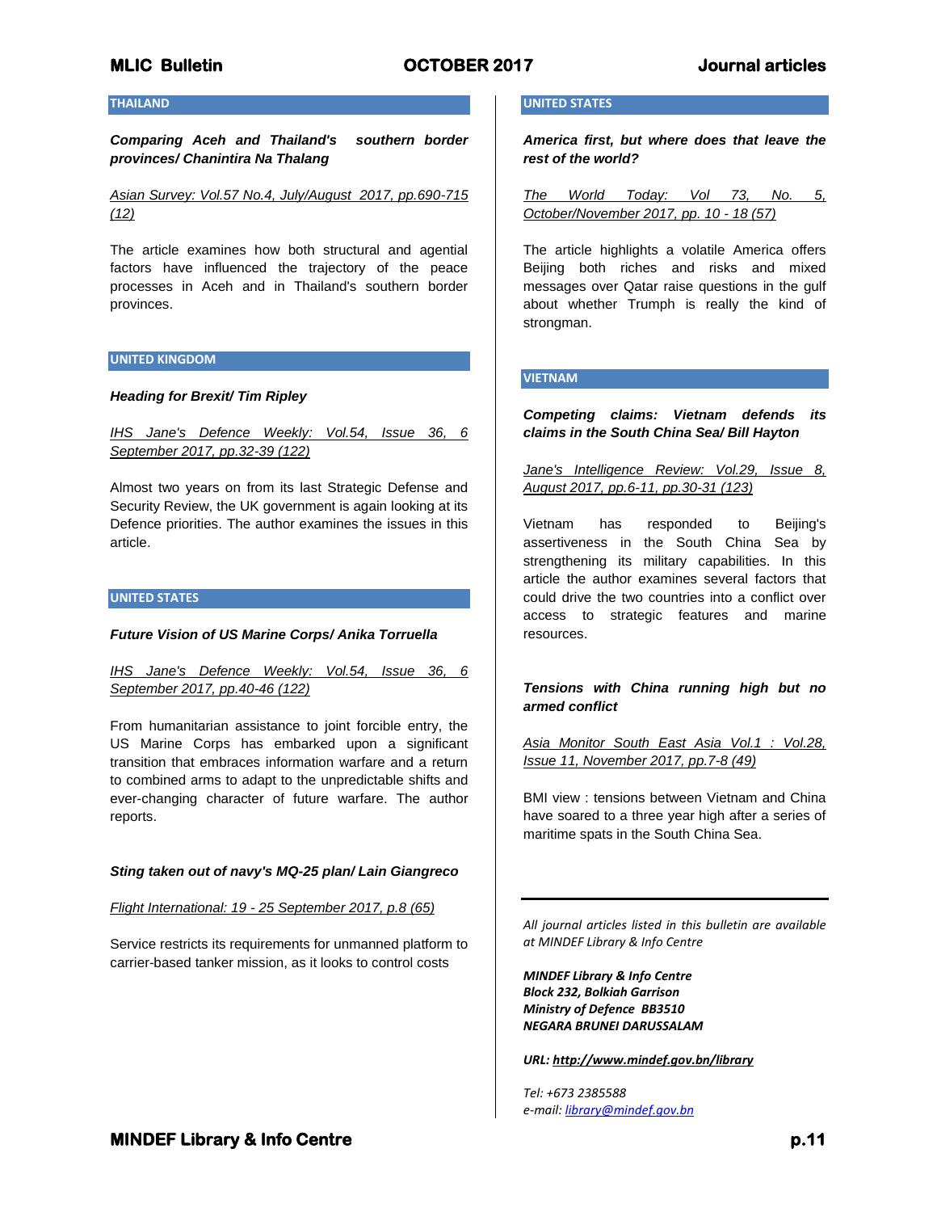## THAILAND

***Comparing Aceh and Thailand's southern border provinces/ Chanintira Na Thalang***

*Asian Survey: Vol.57 No.4, July/August 2017, pp.690-715 (12)*

The article examines how both structural and agential factors have influenced the trajectory of the peace processes in Aceh and in Thailand's southern border provinces.

## UNITED KINGDOM

***Heading for Brexit/ Tim Ripley***

*IHS Jane's Defence Weekly: Vol.54, Issue 36, 6 September 2017, pp.32-39 (122)*

Almost two years on from its last Strategic Defense and Security Review, the UK government is again looking at its Defence priorities. The author examines the issues in this article.

## UNITED STATES

***Future Vision of US Marine Corps/ Anika Torruella***

*IHS Jane's Defence Weekly: Vol.54, Issue 36, 6 September 2017, pp.40-46 (122)*

From humanitarian assistance to joint forcible entry, the US Marine Corps has embarked upon a significant transition that embraces information warfare and a return to combined arms to adapt to the unpredictable shifts and ever-changing character of future warfare. The author reports.

***Sting taken out of navy's MQ-25 plan/ Lain Giangreco***

*Flight International: 19 - 25 September 2017, p.8 (65)*

Service restricts its requirements for unmanned platform to carrier-based tanker mission, as it looks to control costs

## UNITED STATES

***America first, but where does that leave the rest of the world?***

*The World Today: Vol 73, No. 5, October/November 2017, pp. 10 - 18 (57)*

The article highlights a volatile America offers Beijing both riches and risks and mixed messages over Qatar raise questions in the gulf about whether Trumph is really the kind of strongman.

## VIETNAM

***Competing claims: Vietnam defends its claims in the South China Sea/ Bill Hayton***

*Jane's Intelligence Review: Vol.29, Issue 8, August 2017, pp.6-11, pp.30-31 (123)*

Vietnam has responded to Beijing's assertiveness in the South China Sea by strengthening its military capabilities. In this article the author examines several factors that could drive the two countries into a conflict over access to strategic features and marine resources.

***Tensions with China running high but no armed conflict***

*Asia Monitor South East Asia Vol.1 : Vol.28, Issue 11, November 2017, pp.7-8 (49)*

BMI view : tensions between Vietnam and China have soared to a three year high after a series of maritime spats in the South China Sea.

---

*All journal articles listed in this bulletin are available at MINDEF Library & Info Centre*

***MINDEF Library & Info Centre***
***Block 232, Bolkiah Garrison***
***Ministry of Defence BB3510***
***NEGARA BRUNEI DARUSSALAM***

*URL: **http://www.mindef.gov.bn/library***

*Tel: +673 2385588*
*e-mail: library@mindef.gov.bn*